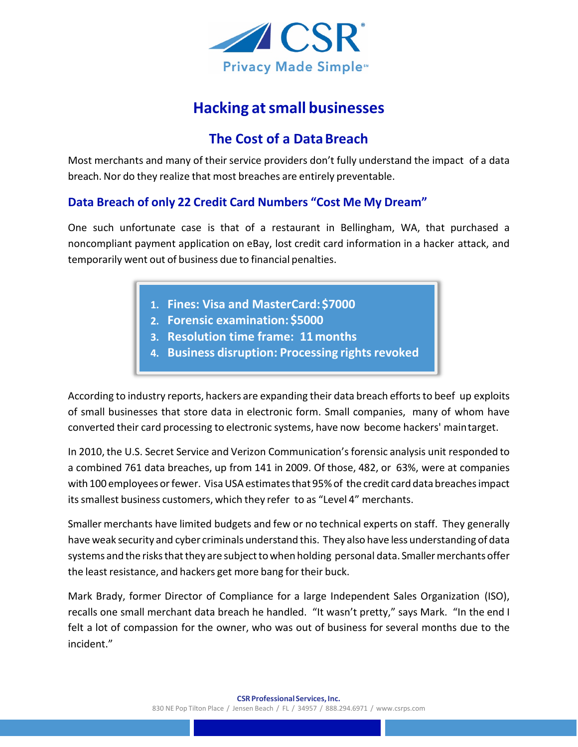# Hacking at small businesses

## The Cost of a Data Breach

Most merchants and many of their service providers don't fully understand the impact of a data breach. Nor do they realize that most breaches are entirely preventable.

### Data Breach of only 22 Credit Card Numbers "Cost Me My Dream"

One such unfortunate case is that of a restaurant in Bellingham, WA, that purchased a noncompliant payment application on eBay, lost credit card information in a hacker attack, and temporarily went out of business due to financial penalties.

1. **Fines: Visa and MasterCard: $7000**
2. **Forensic examination: $5000**
3. **Resolution time frame: 11 months**
4. **Business disruption: Processing rights revoked**

According to industry reports, hackers are expanding their data breach efforts to beef up exploits of small businesses that store data in electronic form. Small companies, many of whom have converted their card processing to electronic systems, have now become hackers' main target.

In 2010, the U.S. Secret Service and Verizon Communication's forensic analysis unit responded to a combined 761 data breaches, up from 141 in 2009. Of those, 482, or 63%, were at companies with 100 employees or fewer. Visa USA estimates that 95% of the credit card data breaches impact its smallest business customers, which they refer to as "Level 4" merchants.

Smaller merchants have limited budgets and few or no technical experts on staff. They generally have weak security and cyber criminals understand this. They also have less understanding of data systems and the risks that they are subject to when holding personal data. Smaller merchants offer the least resistance, and hackers get more bang for their buck.

Mark Brady, former Director of Compliance for a large Independent Sales Organization (ISO), recalls one small merchant data breach he handled. "It wasn't pretty," says Mark. "In the end I felt a lot of compassion for the owner, who was out of business for several months due to the incident."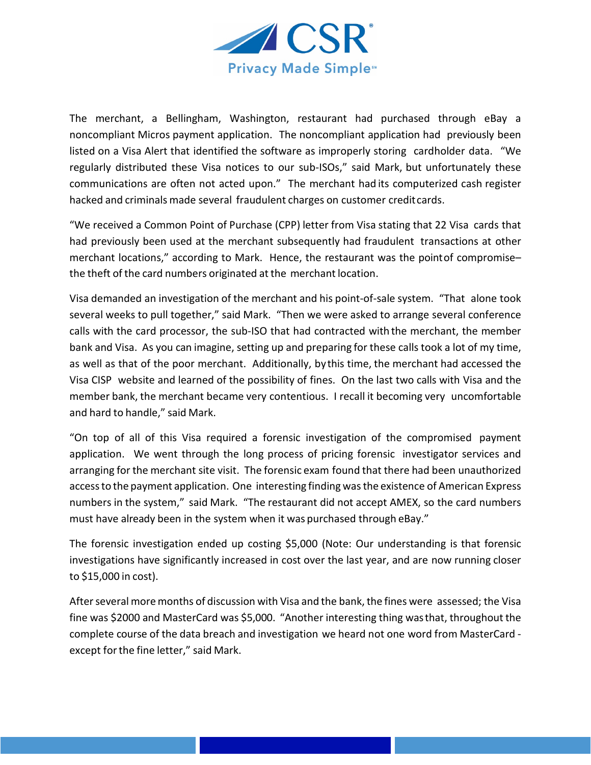The merchant, a Bellingham, Washington, restaurant had purchased through eBay a noncompliant Micros payment application. The noncompliant application had previously been listed on a Visa Alert that identified the software as improperly storing cardholder data. "We regularly distributed these Visa notices to our sub-ISOs," said Mark, but unfortunately these communications are often not acted upon." The merchant had its computerized cash register hacked and criminals made several fraudulent charges on customer credit cards.

"We received a Common Point of Purchase (CPP) letter from Visa stating that 22 Visa cards that had previously been used at the merchant subsequently had fraudulent transactions at other merchant locations," according to Mark. Hence, the restaurant was the point of compromise– the theft of the card numbers originated at the merchant location.

Visa demanded an investigation of the merchant and his point-of-sale system. "That alone took several weeks to pull together," said Mark. "Then we were asked to arrange several conference calls with the card processor, the sub-ISO that had contracted with the merchant, the member bank and Visa. As you can imagine, setting up and preparing for these calls took a lot of my time, as well as that of the poor merchant. Additionally, by this time, the merchant had accessed the Visa CISP website and learned of the possibility of fines. On the last two calls with Visa and the member bank, the merchant became very contentious. I recall it becoming very uncomfortable and hard to handle," said Mark.

"On top of all of this Visa required a forensic investigation of the compromised payment application. We went through the long process of pricing forensic investigator services and arranging for the merchant site visit. The forensic exam found that there had been unauthorized access to the payment application. One interesting finding was the existence of American Express numbers in the system," said Mark. "The restaurant did not accept AMEX, so the card numbers must have already been in the system when it was purchased through eBay."

The forensic investigation ended up costing $5,000 (Note: Our understanding is that forensic investigations have significantly increased in cost over the last year, and are now running closer to $15,000 in cost).

After several more months of discussion with Visa and the bank, the fines were assessed; the Visa fine was $2000 and MasterCard was $5,000. "Another interesting thing was that, throughout the complete course of the data breach and investigation we heard not one word from MasterCard - except for the fine letter," said Mark.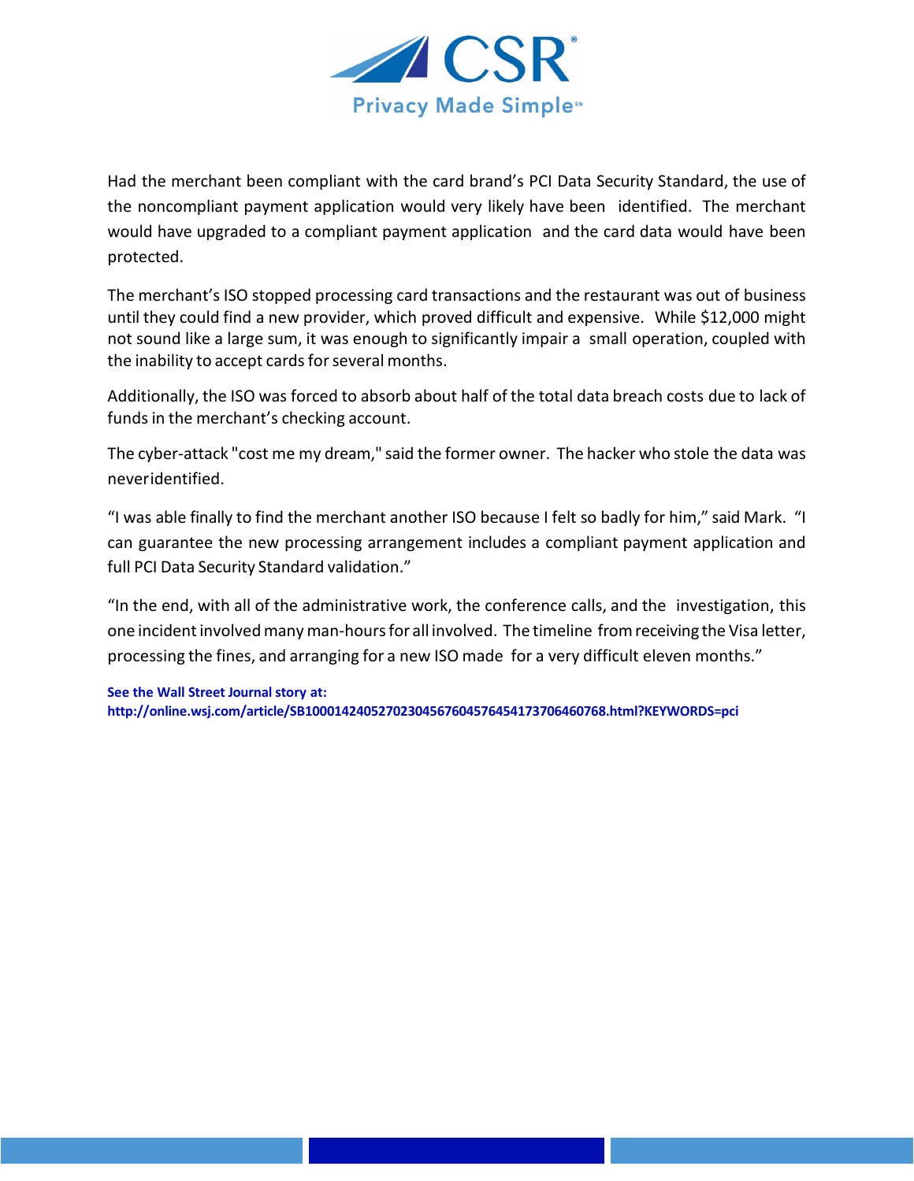Had the merchant been compliant with the card brand's PCI Data Security Standard, the use of the noncompliant payment application would very likely have been identified. The merchant would have upgraded to a compliant payment application and the card data would have been protected.

The merchant's ISO stopped processing card transactions and the restaurant was out of business until they could find a new provider, which proved difficult and expensive. While $12,000 might not sound like a large sum, it was enough to significantly impair a small operation, coupled with the inability to accept cards for several months.

Additionally, the ISO was forced to absorb about half of the total data breach costs due to lack of funds in the merchant's checking account.

The cyber-attack "cost me my dream," said the former owner. The hacker who stole the data was never identified.

"I was able finally to find the merchant another ISO because I felt so badly for him," said Mark. "I can guarantee the new processing arrangement includes a compliant payment application and full PCI Data Security Standard validation."

"In the end, with all of the administrative work, the conference calls, and the investigation, this one incident involved many man-hours for all involved. The timeline from receiving the Visa letter, processing the fines, and arranging for a new ISO made for a very difficult eleven months."

**See the Wall Street Journal story at:**
**http://online.wsj.com/article/SB10001424052702304567604576454173706460768.html?KEYWORDS=pci**